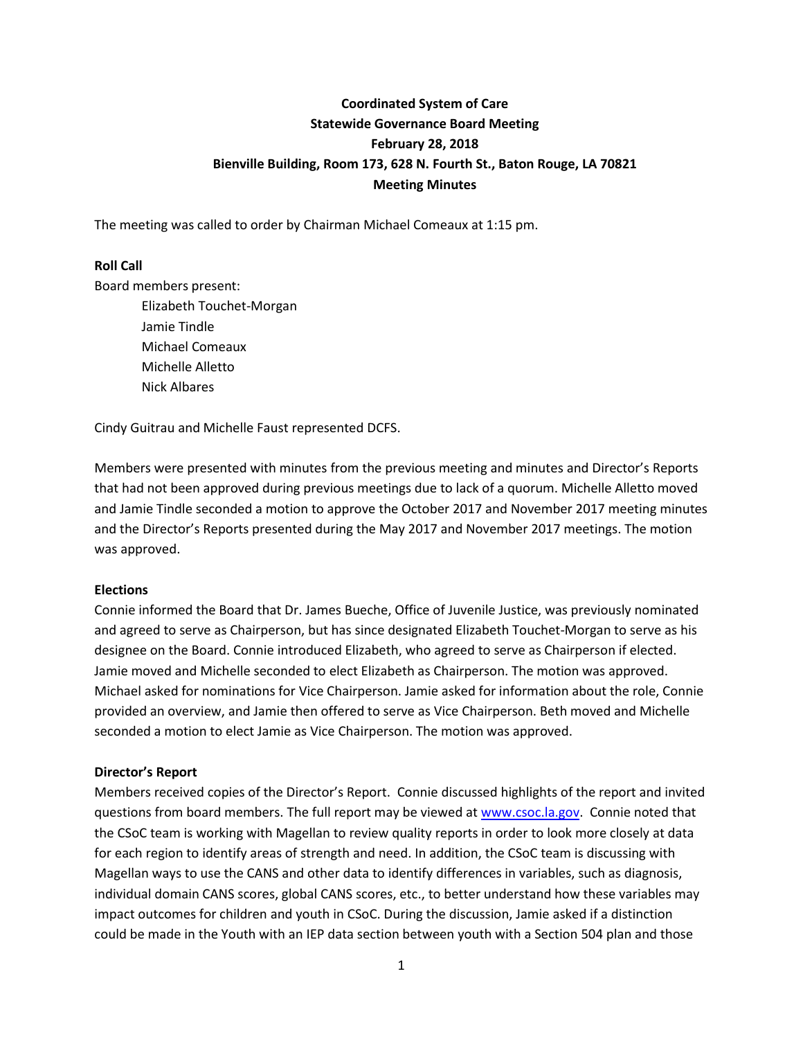# Coordinated System of Care
## Statewide Governance Board Meeting
## February 28, 2018
## Bienville Building, Room 173, 628 N. Fourth St., Baton Rouge, LA 70821
## Meeting Minutes

The meeting was called to order by Chairman Michael Comeaux at 1:15 pm.

**Roll Call**

Board members present:

- Elizabeth Touchet-Morgan
- Jamie Tindle
- Michael Comeaux
- Michelle Alletto
- Nick Albares

Cindy Guitrau and Michelle Faust represented DCFS.

Members were presented with minutes from the previous meeting and minutes and Director's Reports that had not been approved during previous meetings due to lack of a quorum. Michelle Alletto moved and Jamie Tindle seconded a motion to approve the October 2017 and November 2017 meeting minutes and the Director's Reports presented during the May 2017 and November 2017 meetings. The motion was approved.

**Elections**

Connie informed the Board that Dr. James Bueche, Office of Juvenile Justice, was previously nominated and agreed to serve as Chairperson, but has since designated Elizabeth Touchet-Morgan to serve as his designee on the Board. Connie introduced Elizabeth, who agreed to serve as Chairperson if elected. Jamie moved and Michelle seconded to elect Elizabeth as Chairperson. The motion was approved. Michael asked for nominations for Vice Chairperson. Jamie asked for information about the role, Connie provided an overview, and Jamie then offered to serve as Vice Chairperson. Beth moved and Michelle seconded a motion to elect Jamie as Vice Chairperson. The motion was approved.

**Director's Report**

Members received copies of the Director's Report. Connie discussed highlights of the report and invited questions from board members. The full report may be viewed at www.csoc.la.gov. Connie noted that the CSoC team is working with Magellan to review quality reports in order to look more closely at data for each region to identify areas of strength and need. In addition, the CSoC team is discussing with Magellan ways to use the CANS and other data to identify differences in variables, such as diagnosis, individual domain CANS scores, global CANS scores, etc., to better understand how these variables may impact outcomes for children and youth in CSoC. During the discussion, Jamie asked if a distinction could be made in the Youth with an IEP data section between youth with a Section 504 plan and those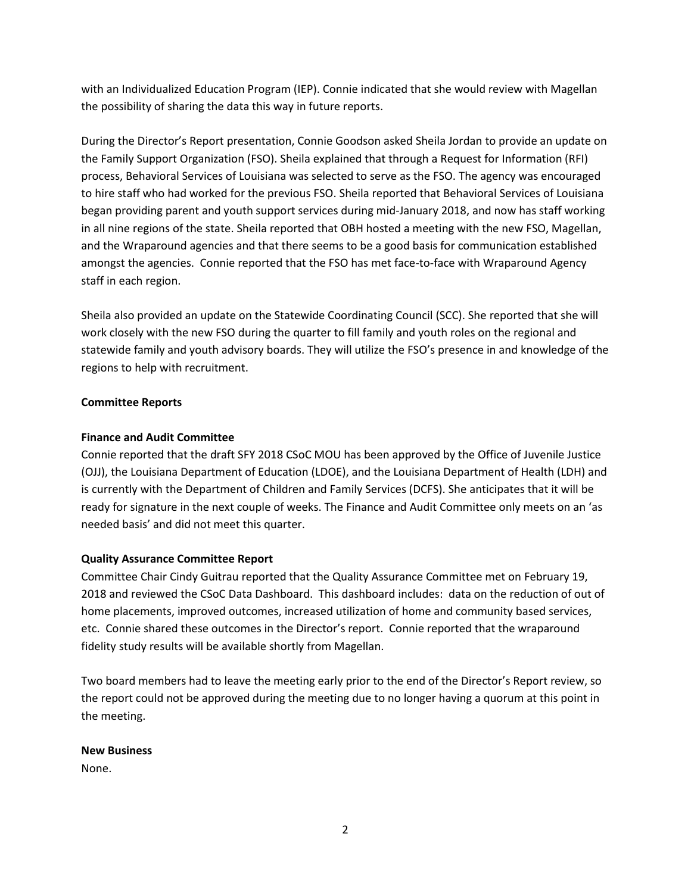with an Individualized Education Program (IEP). Connie indicated that she would review with Magellan the possibility of sharing the data this way in future reports.

During the Director's Report presentation, Connie Goodson asked Sheila Jordan to provide an update on the Family Support Organization (FSO). Sheila explained that through a Request for Information (RFI) process, Behavioral Services of Louisiana was selected to serve as the FSO. The agency was encouraged to hire staff who had worked for the previous FSO. Sheila reported that Behavioral Services of Louisiana began providing parent and youth support services during mid-January 2018, and now has staff working in all nine regions of the state. Sheila reported that OBH hosted a meeting with the new FSO, Magellan, and the Wraparound agencies and that there seems to be a good basis for communication established amongst the agencies. Connie reported that the FSO has met face-to-face with Wraparound Agency staff in each region.

Sheila also provided an update on the Statewide Coordinating Council (SCC). She reported that she will work closely with the new FSO during the quarter to fill family and youth roles on the regional and statewide family and youth advisory boards. They will utilize the FSO's presence in and knowledge of the regions to help with recruitment.

**Committee Reports**

**Finance and Audit Committee**

Connie reported that the draft SFY 2018 CSoC MOU has been approved by the Office of Juvenile Justice (OJJ), the Louisiana Department of Education (LDOE), and the Louisiana Department of Health (LDH) and is currently with the Department of Children and Family Services (DCFS). She anticipates that it will be ready for signature in the next couple of weeks. The Finance and Audit Committee only meets on an 'as needed basis' and did not meet this quarter.

**Quality Assurance Committee Report**

Committee Chair Cindy Guitrau reported that the Quality Assurance Committee met on February 19, 2018 and reviewed the CSoC Data Dashboard. This dashboard includes: data on the reduction of out of home placements, improved outcomes, increased utilization of home and community based services, etc. Connie shared these outcomes in the Director's report. Connie reported that the wraparound fidelity study results will be available shortly from Magellan.

Two board members had to leave the meeting early prior to the end of the Director's Report review, so the report could not be approved during the meeting due to no longer having a quorum at this point in the meeting.

**New Business**

None.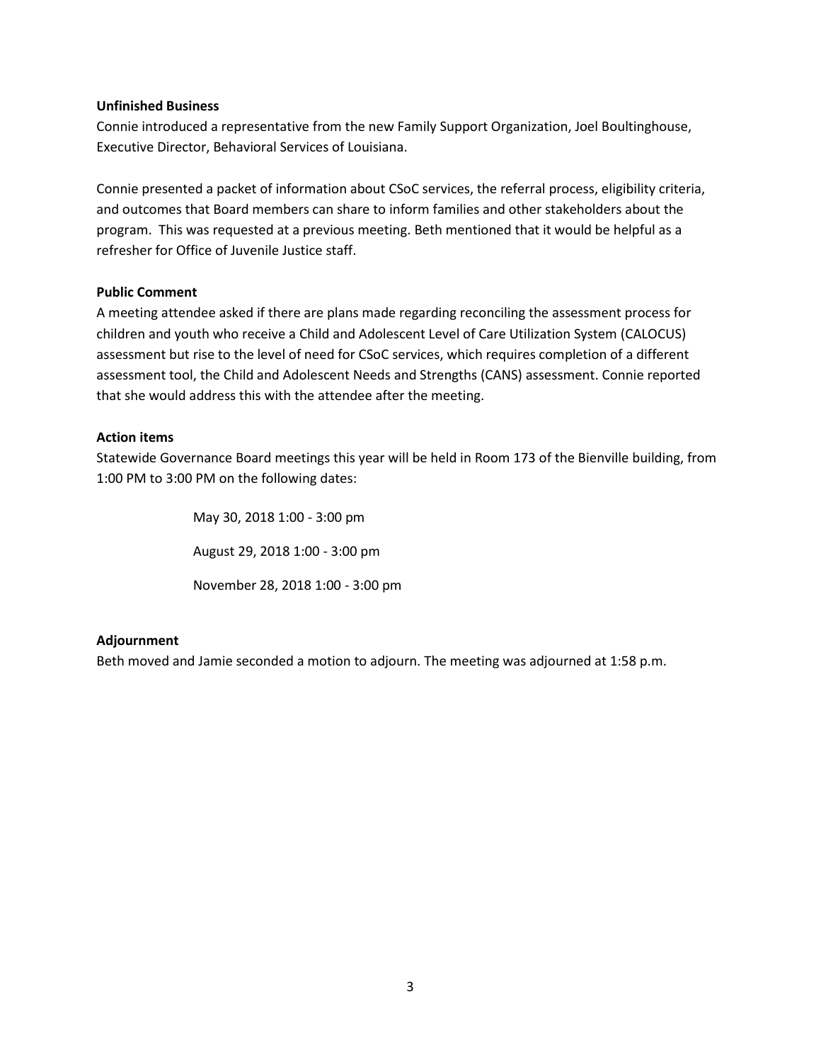**Unfinished Business**

Connie introduced a representative from the new Family Support Organization, Joel Boultinghouse, Executive Director, Behavioral Services of Louisiana.

Connie presented a packet of information about CSoC services, the referral process, eligibility criteria, and outcomes that Board members can share to inform families and other stakeholders about the program. This was requested at a previous meeting. Beth mentioned that it would be helpful as a refresher for Office of Juvenile Justice staff.

**Public Comment**

A meeting attendee asked if there are plans made regarding reconciling the assessment process for children and youth who receive a Child and Adolescent Level of Care Utilization System (CALOCUS) assessment but rise to the level of need for CSoC services, which requires completion of a different assessment tool, the Child and Adolescent Needs and Strengths (CANS) assessment. Connie reported that she would address this with the attendee after the meeting.

**Action items**

Statewide Governance Board meetings this year will be held in Room 173 of the Bienville building, from 1:00 PM to 3:00 PM on the following dates:

May 30, 2018 1:00 - 3:00 pm

August 29, 2018 1:00 - 3:00 pm

November 28, 2018 1:00 - 3:00 pm

**Adjournment**

Beth moved and Jamie seconded a motion to adjourn. The meeting was adjourned at 1:58 p.m.